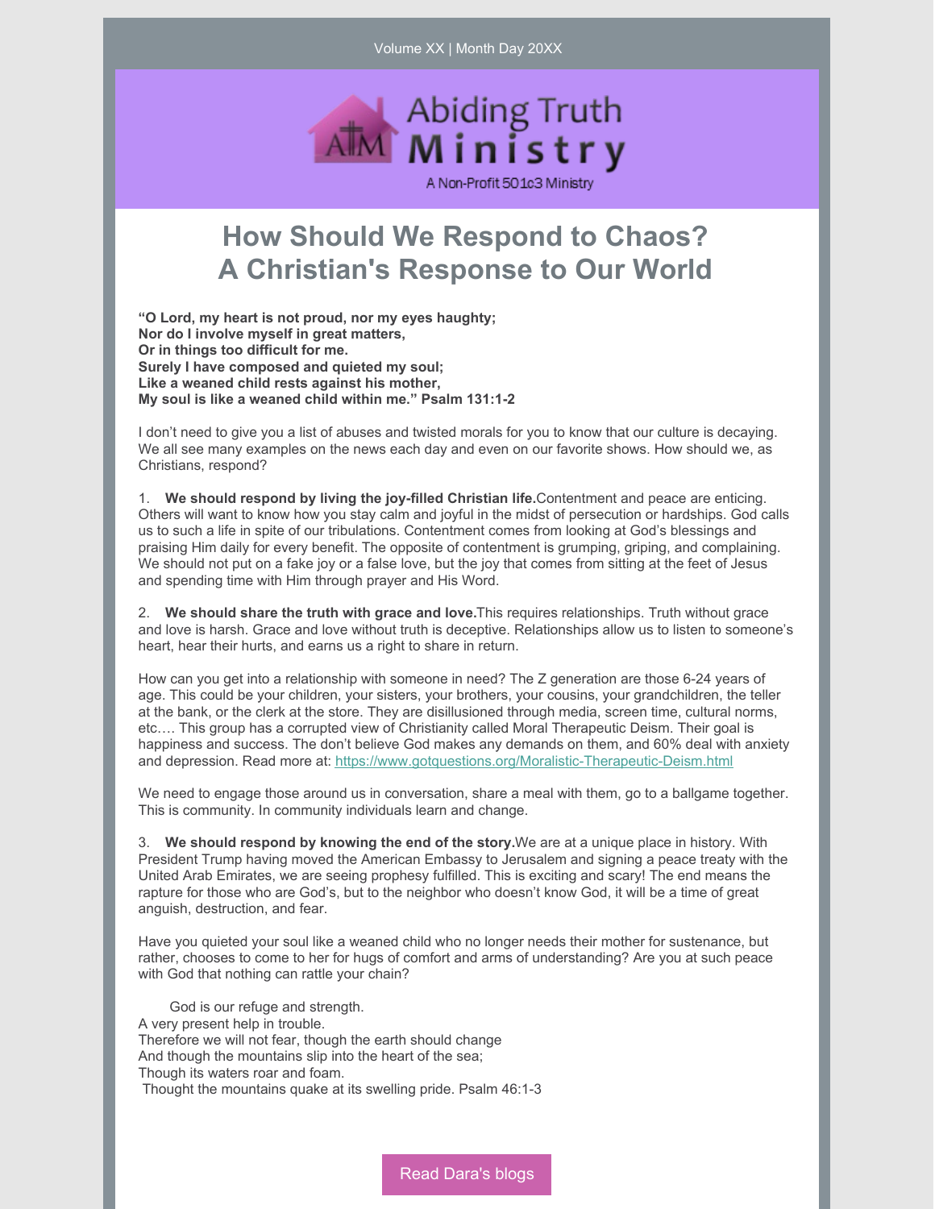Volume XX | Month Day 20XX

Abiding Truth Ministry

A Non-Profit 501c3 Ministry

# How Should We Respond to Chaos? A Christian's Response to Our World

**"O Lord, my heart is not proud, nor my eyes haughty;**
**Nor do I involve myself in great matters,**
**Or in things too difficult for me.**
**Surely I have composed and quieted my soul;**
**Like a weaned child rests against his mother,**
**My soul is like a weaned child within me." Psalm 131:1-2**

I don't need to give you a list of abuses and twisted morals for you to know that our culture is decaying. We all see many examples on the news each day and even on our favorite shows. How should we, as Christians, respond?

1. **We should respond by living the joy-filled Christian life.**Contentment and peace are enticing. Others will want to know how you stay calm and joyful in the midst of persecution or hardships. God calls us to such a life in spite of our tribulations. Contentment comes from looking at God's blessings and praising Him daily for every benefit. The opposite of contentment is grumping, griping, and complaining. We should not put on a fake joy or a false love, but the joy that comes from sitting at the feet of Jesus and spending time with Him through prayer and His Word.

2. **We should share the truth with grace and love.**This requires relationships. Truth without grace and love is harsh. Grace and love without truth is deceptive. Relationships allow us to listen to someone's heart, hear their hurts, and earns us a right to share in return.

How can you get into a relationship with someone in need? The Z generation are those 6-24 years of age. This could be your children, your sisters, your brothers, your cousins, your grandchildren, the teller at the bank, or the clerk at the store. They are disillusioned through media, screen time, cultural norms, etc…. This group has a corrupted view of Christianity called Moral Therapeutic Deism. Their goal is happiness and success. The don't believe God makes any demands on them, and 60% deal with anxiety and depression. Read more at: https://www.gotquestions.org/Moralistic-Therapeutic-Deism.html

We need to engage those around us in conversation, share a meal with them, go to a ballgame together. This is community. In community individuals learn and change.

3. **We should respond by knowing the end of the story.**We are at a unique place in history. With President Trump having moved the American Embassy to Jerusalem and signing a peace treaty with the United Arab Emirates, we are seeing prophesy fulfilled. This is exciting and scary! The end means the rapture for those who are God's, but to the neighbor who doesn't know God, it will be a time of great anguish, destruction, and fear.

Have you quieted your soul like a weaned child who no longer needs their mother for sustenance, but rather, chooses to come to her for hugs of comfort and arms of understanding? Are you at such peace with God that nothing can rattle your chain?

God is our refuge and strength.
A very present help in trouble.
Therefore we will not fear, though the earth should change
And though the mountains slip into the heart of the sea;
Though its waters roar and foam.
Thought the mountains quake at its swelling pride. Psalm 46:1-3

Read Dara's blogs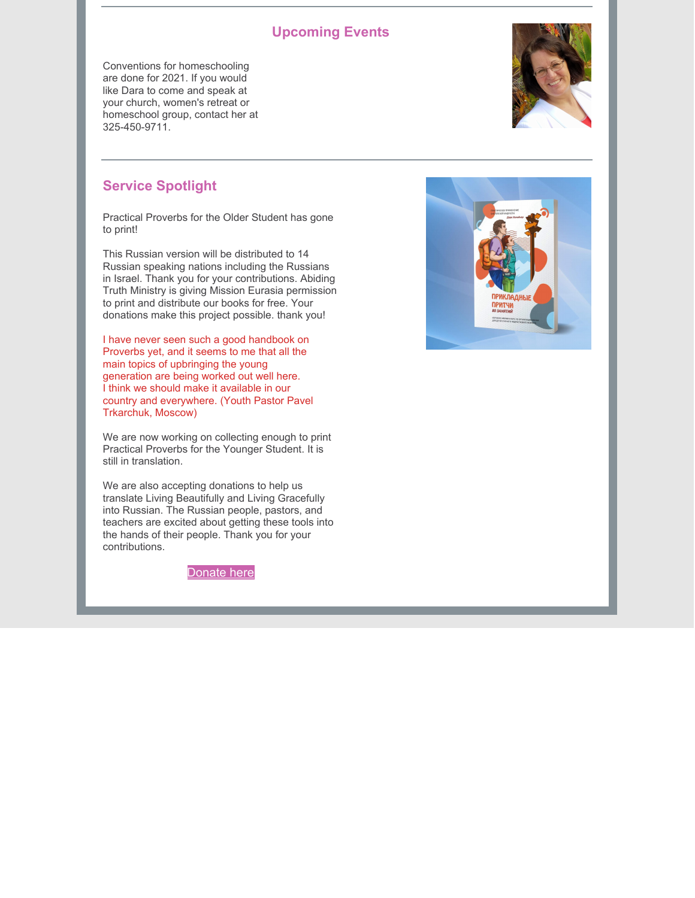## Upcoming Events

Conventions for homeschooling are done for 2021. If you would like Dara to come and speak at your church, women's retreat or homeschool group, contact her at 325-450-9711.

## Service Spotlight

Practical Proverbs for the Older Student has gone to print!

This Russian version will be distributed to 14 Russian speaking nations including the Russians in Israel. Thank you for your contributions. Abiding Truth Ministry is giving Mission Eurasia permission to print and distribute our books for free. Your donations make this project possible. thank you!

I have never seen such a good handbook on Proverbs yet, and it seems to me that all the main topics of upbringing the young generation are being worked out well here. I think we should make it available in our country and everywhere. (Youth Pastor Pavel Trkarchuk, Moscow)

We are now working on collecting enough to print Practical Proverbs for the Younger Student. It is still in translation.

We are also accepting donations to help us translate Living Beautifully and Living Gracefully into Russian. The Russian people, pastors, and teachers are excited about getting these tools into the hands of their people. Thank you for your contributions.

Donate here